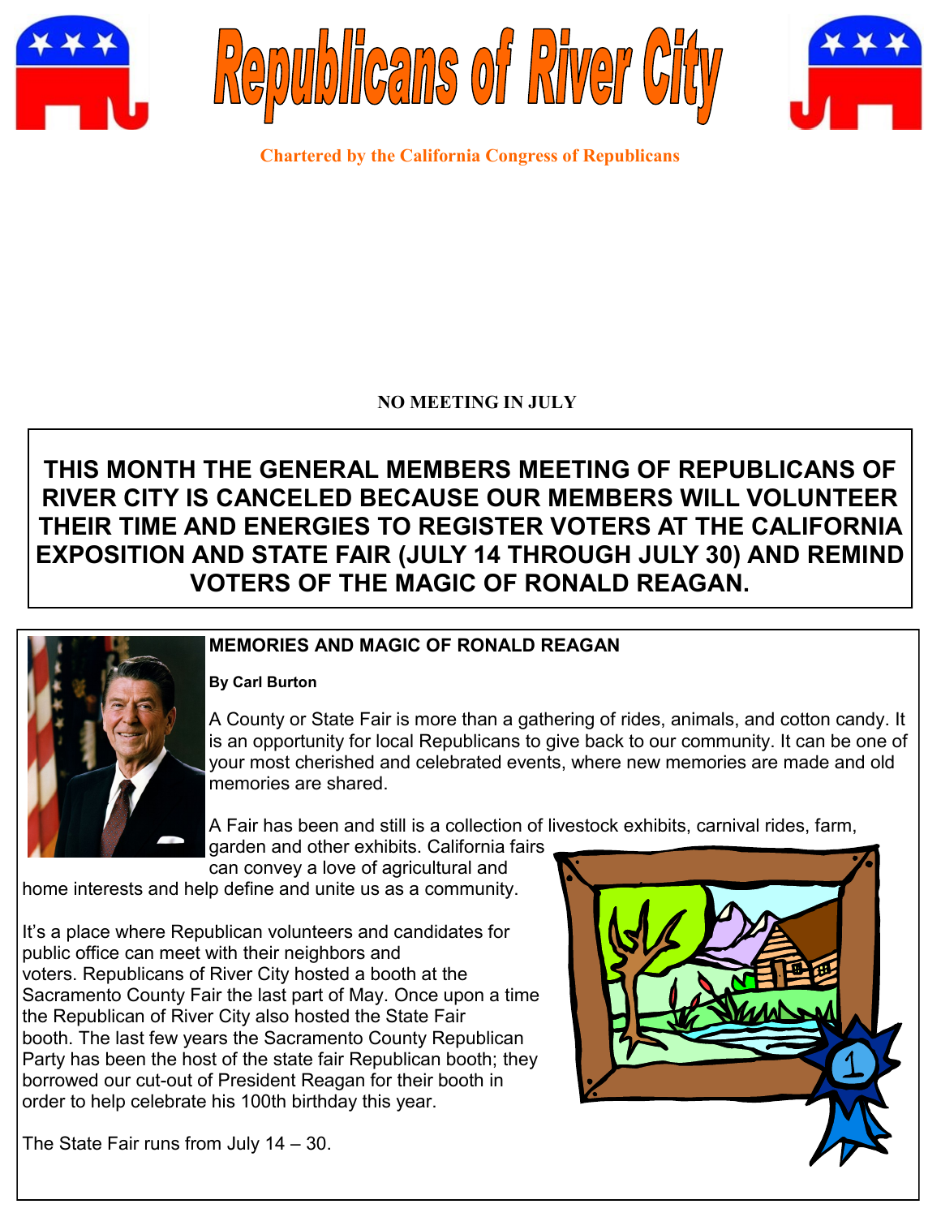# Republicans of River City

**Chartered by the California Congress of Republicans**

**NO MEETING IN JULY**

**THIS MONTH THE GENERAL MEMBERS MEETING OF REPUBLICANS OF RIVER CITY IS CANCELED BECAUSE OUR MEMBERS WILL VOLUNTEER THEIR TIME AND ENERGIES TO REGISTER VOTERS AT THE CALIFORNIA EXPOSITION AND STATE FAIR (JULY 14 THROUGH JULY 30) AND REMIND VOTERS OF THE MAGIC OF RONALD REAGAN.**

## MEMORIES AND MAGIC OF RONALD REAGAN

**By Carl Burton**

A County or State Fair is more than a gathering of rides, animals, and cotton candy. It is an opportunity for local Republicans to give back to our community. It can be one of your most cherished and celebrated events, where new memories are made and old memories are shared.

A Fair has been and still is a collection of livestock exhibits, carnival rides, farm, garden and other exhibits. California fairs can convey a love of agricultural and home interests and help define and unite us as a community.

It's a place where Republican volunteers and candidates for public office can meet with their neighbors and voters. Republicans of River City hosted a booth at the Sacramento County Fair the last part of May. Once upon a time the Republican of River City also hosted the State Fair booth. The last few years the Sacramento County Republican Party has been the host of the state fair Republican booth; they borrowed our cut-out of President Reagan for their booth in order to help celebrate his 100th birthday this year.

The State Fair runs from July 14 – 30.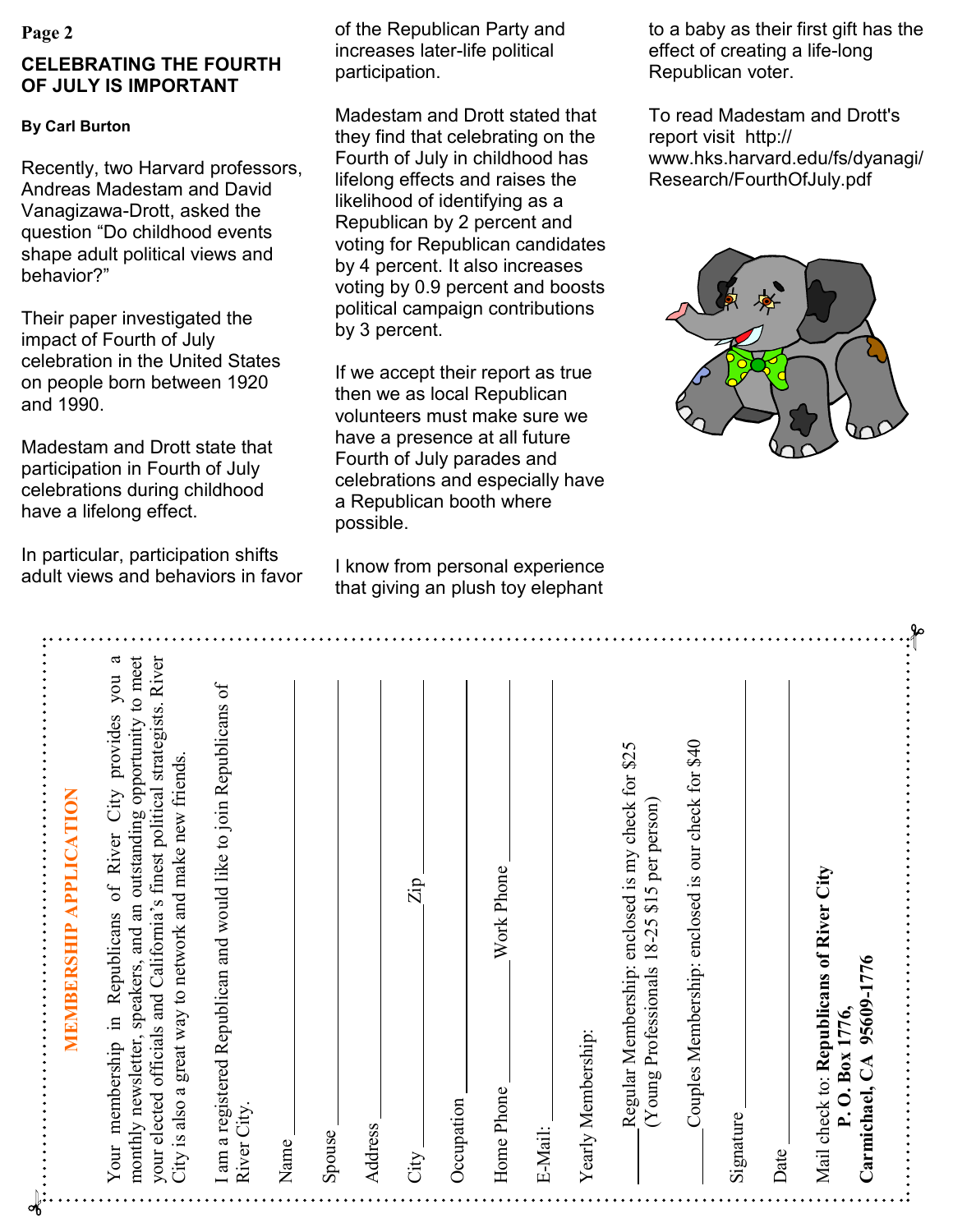## CELEBRATING THE FOURTH OF JULY IS IMPORTANT

**By Carl Burton**

Recently, two Harvard professors, Andreas Madestam and David Vanagizawa-Drott, asked the question "Do childhood events shape adult political views and behavior?"

Their paper investigated the impact of Fourth of July celebration in the United States on people born between 1920 and 1990.

Madestam and Drott state that participation in Fourth of July celebrations during childhood have a lifelong effect.

In particular, participation shifts adult views and behaviors in favor of the Republican Party and increases later-life political participation.

Madestam and Drott stated that they find that celebrating on the Fourth of July in childhood has lifelong effects and raises the likelihood of identifying as a Republican by 2 percent and voting for Republican candidates by 4 percent. It also increases voting by 0.9 percent and boosts political campaign contributions by 3 percent.

If we accept their report as true then we as local Republican volunteers must make sure we have a presence at all future Fourth of July parades and celebrations and especially have a Republican booth where possible.

I know from personal experience that giving an plush toy elephant to a baby as their first gift has the effect of creating a life-long Republican voter.

To read Madestam and Drott's report visit http://www.hks.harvard.edu/fs/dyanagi/Research/FourthOfJuly.pdf

---

## MEMBERSHIP APPLICATION

Your membership in Republicans of River City provides you a monthly newsletter, speakers, and an outstanding opportunity to meet your elected officials and California's finest political strategists. River City is also a great way to network and make new friends.

I am a registered Republican and would like to join Republicans of River City.

Name \_\_\_\_\_\_\_\_\_\_\_\_\_\_\_\_\_\_\_\_

Spouse \_\_\_\_\_\_\_\_\_\_\_\_\_\_\_\_\_\_\_\_

Address \_\_\_\_\_\_\_\_\_\_\_\_\_\_\_\_\_\_\_\_

City \_\_\_\_\_\_\_\_\_\_ Zip \_\_\_\_\_\_\_\_\_\_

Occupation \_\_\_\_\_\_\_\_\_\_\_\_\_\_\_\_\_\_\_\_

Home Phone \_\_\_\_\_\_\_\_\_\_ Work Phone \_\_\_\_\_\_\_\_\_\_

E-Mail: \_\_\_\_\_\_\_\_\_\_\_\_\_\_\_\_\_\_\_\_

Yearly Membership:

\_\_\_\_ Regular Membership: enclosed is my check for $25 (Young Professionals 18-25 $15 per person)

\_\_\_\_ Couples Membership: enclosed is our check for $40

Signature \_\_\_\_\_\_\_\_\_\_\_\_\_\_\_\_\_\_\_\_

Date \_\_\_\_\_\_\_\_\_\_\_\_\_\_\_\_\_\_\_\_

Mail check to: **Republicans of River City**
**P. O. Box 1776,**
**Carmichael, CA 95609-1776**